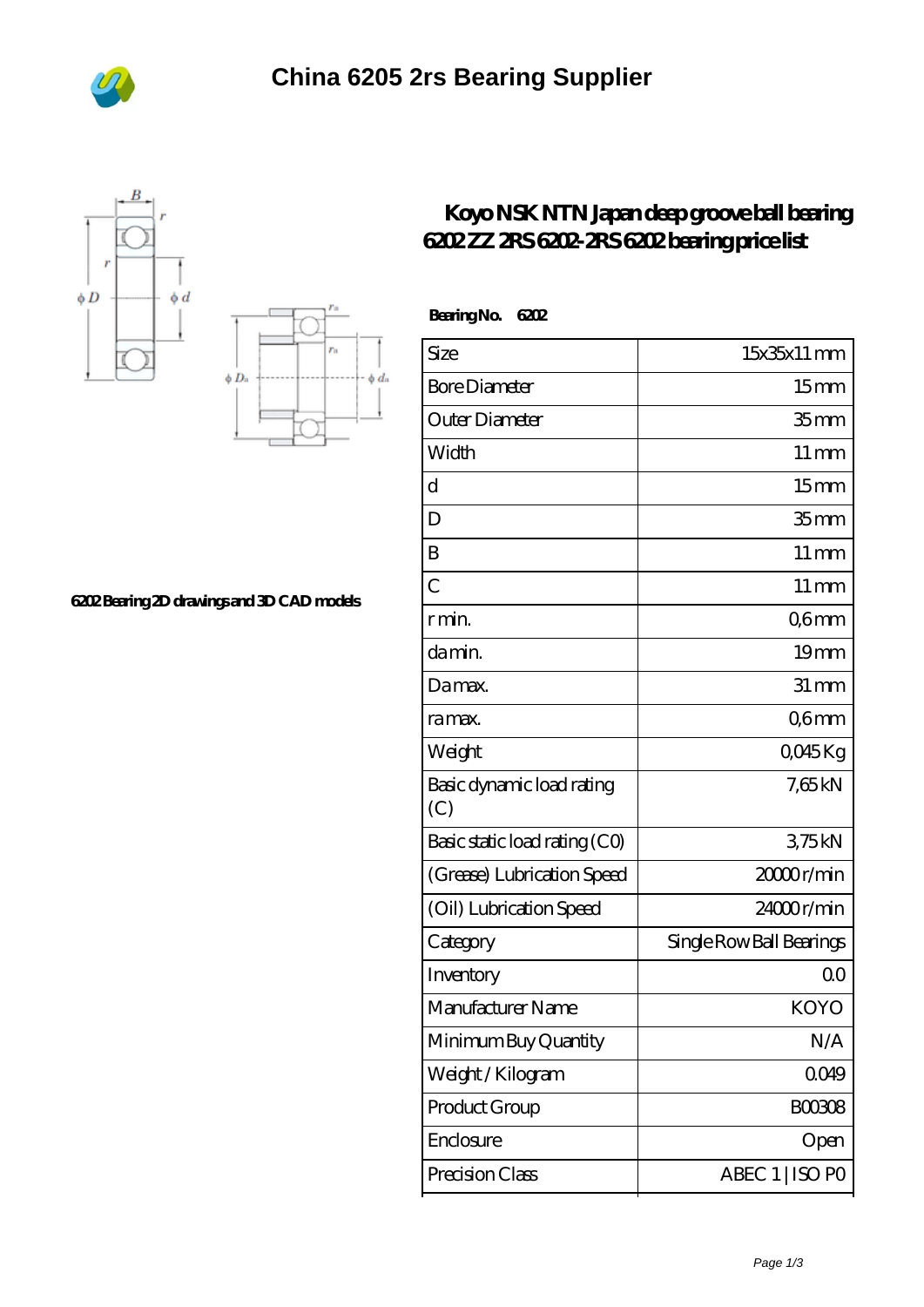# China 6205 2rs Bearing Supplier

6202 Bearing 2D drawings and 3D CAD models

## Koyo NSK NTN Japan deep groove ball bearing 6202 ZZ 2RS 6202-2RS 6202 bearing price list

**Bearing No. 6202**

| Size | 15x35x11 mm |
|---|---|
| Bore Diameter | 15 mm |
| Outer Diameter | 35 mm |
| Width | 11 mm |
| d | 15 mm |
| D | 35 mm |
| B | 11 mm |
| C | 11 mm |
| r min. | 0,6 mm |
| da min. | 19 mm |
| Da max. | 31 mm |
| ra max. | 0,6 mm |
| Weight | 0,045 Kg |
| Basic dynamic load rating (C) | 7,65 kN |
| Basic static load rating (C0) | 3,75 kN |
| (Grease) Lubrication Speed | 20000 r/min |
| (Oil) Lubrication Speed | 24000 r/min |
| Category | Single Row Ball Bearings |
| Inventory | 0.0 |
| Manufacturer Name | KOYO |
| Minimum Buy Quantity | N/A |
| Weight / Kilogram | 0.049 |
| Product Group | B00308 |
| Enclosure | Open |
| Precision Class | ABEC 1 \| ISO P0 |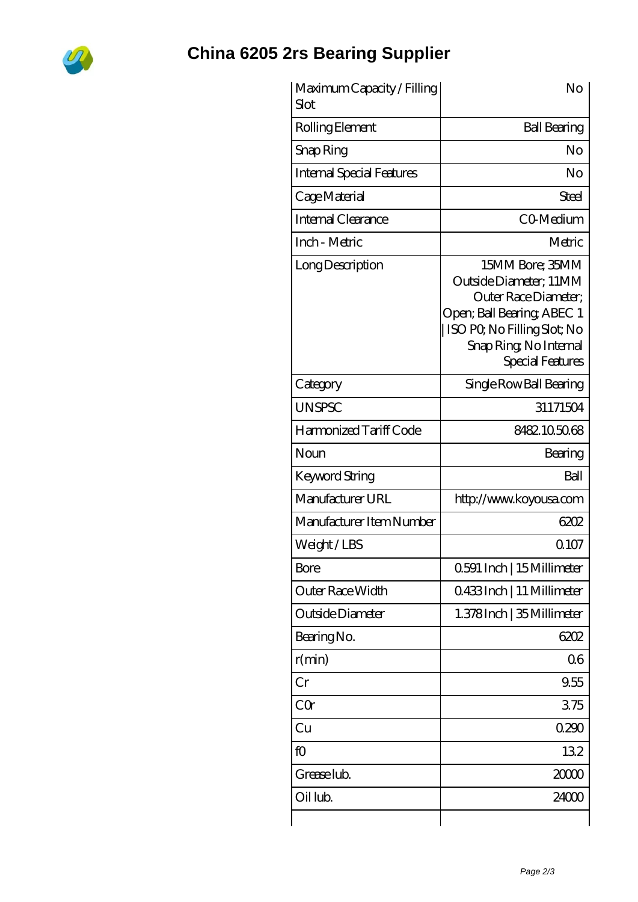# China 6205 2rs Bearing Supplier

| | |
|---|---|
| Maximum Capacity / Filling Slot | No |
| Rolling Element | Ball Bearing |
| Snap Ring | No |
| Internal Special Features | No |
| Cage Material | Steel |
| Internal Clearance | C0-Medium |
| Inch - Metric | Metric |
| Long Description | 15MM Bore; 35MM Outside Diameter; 11MM Outer Race Diameter; Open; Ball Bearing; ABEC 1 \| ISO P0; No Filling Slot; No Snap Ring; No Internal Special Features |
| Category | Single Row Ball Bearing |
| UNSPSC | 31171504 |
| Harmonized Tariff Code | 8482.10.50.68 |
| Noun | Bearing |
| Keyword String | Ball |
| Manufacturer URL | http://www.koyousa.com |
| Manufacturer Item Number | 6202 |
| Weight / LBS | 0.107 |
| Bore | 0.591 Inch \| 15 Millimeter |
| Outer Race Width | 0.433 Inch \| 11 Millimeter |
| Outside Diameter | 1.378 Inch \| 35 Millimeter |
| Bearing No. | 6202 |
| r(min) | 0.6 |
| Cr | 9.55 |
| C0r | 3.75 |
| Cu | 0.290 |
| f0 | 13.2 |
| Grease lub. | 20000 |
| Oil lub. | 24000 |
| | |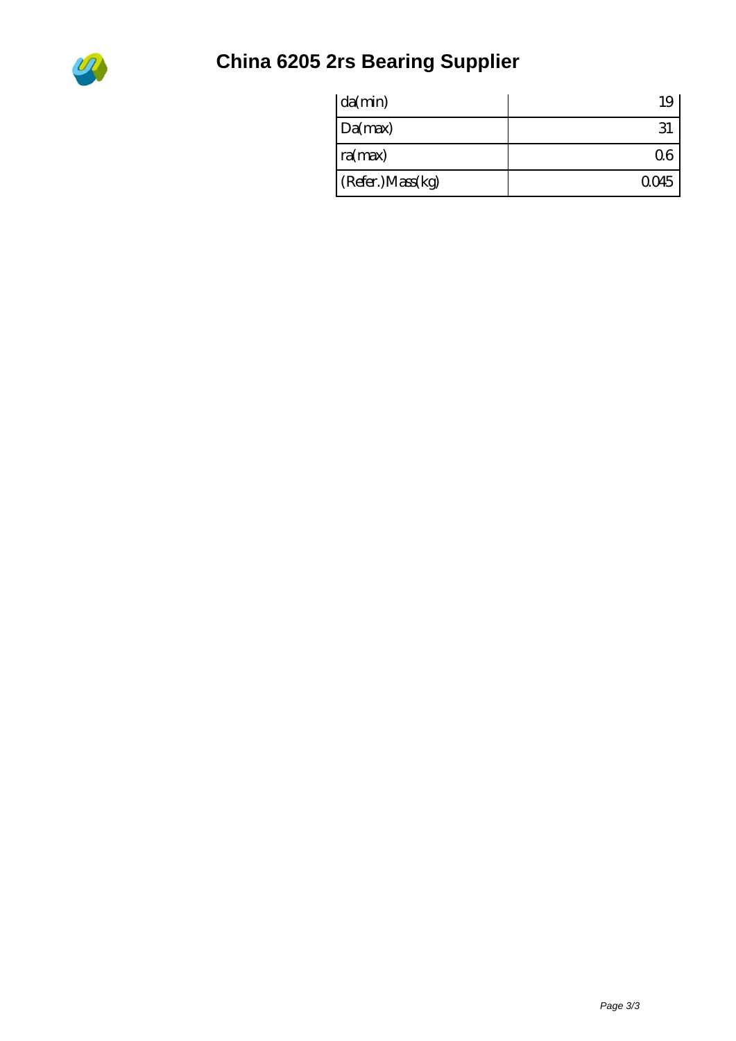| | |
|---|---|
| da(min) | 19 |
| Da(max) | 31 |
| ra(max) | 0.6 |
| (Refer.)Mass(kg) | 0.045 |